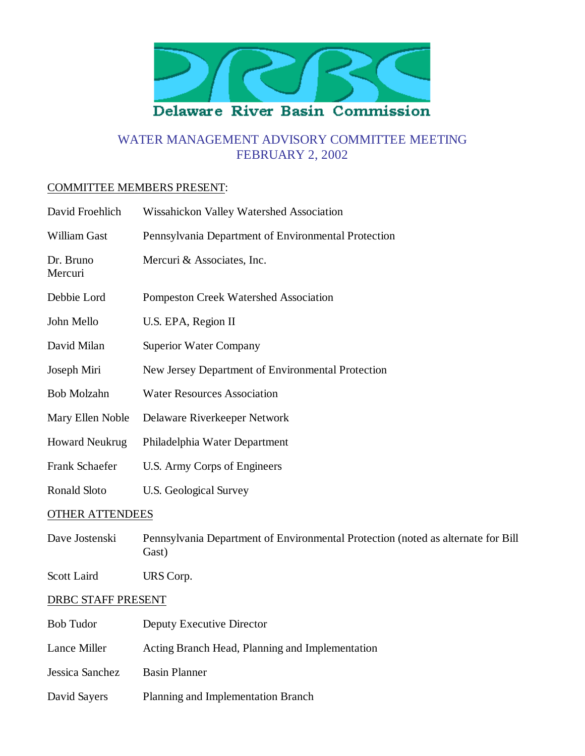Delaware River Basin Commission

# WATER MANAGEMENT ADVISORY COMMITTEE MEETING
# FEBRUARY 2, 2002

## COMMITTEE MEMBERS PRESENT:

| | |
|---|---|
| David Froehlich | Wissahickon Valley Watershed Association |
| William Gast | Pennsylvania Department of Environmental Protection |
| Dr. Bruno Mercuri | Mercuri & Associates, Inc. |
| Debbie Lord | Pompeston Creek Watershed Association |
| John Mello | U.S. EPA, Region II |
| David Milan | Superior Water Company |
| Joseph Miri | New Jersey Department of Environmental Protection |
| Bob Molzahn | Water Resources Association |
| Mary Ellen Noble | Delaware Riverkeeper Network |
| Howard Neukrug | Philadelphia Water Department |
| Frank Schaefer | U.S. Army Corps of Engineers |
| Ronald Sloto | U.S. Geological Survey |

## OTHER ATTENDEES

| | |
|---|---|
| Dave Jostenski | Pennsylvania Department of Environmental Protection (noted as alternate for Bill Gast) |
| Scott Laird | URS Corp. |

## DRBC STAFF PRESENT

| | |
|---|---|
| Bob Tudor | Deputy Executive Director |
| Lance Miller | Acting Branch Head, Planning and Implementation |
| Jessica Sanchez | Basin Planner |
| David Sayers | Planning and Implementation Branch |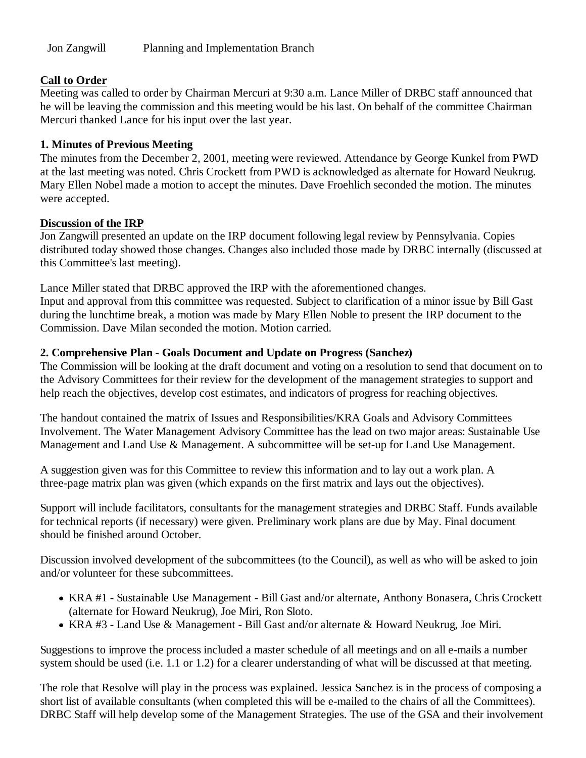Jon Zangwill Planning and Implementation Branch

**Call to Order**

Meeting was called to order by Chairman Mercuri at 9:30 a.m. Lance Miller of DRBC staff announced that he will be leaving the commission and this meeting would be his last. On behalf of the committee Chairman Mercuri thanked Lance for his input over the last year.

**1. Minutes of Previous Meeting**

The minutes from the December 2, 2001, meeting were reviewed. Attendance by George Kunkel from PWD at the last meeting was noted. Chris Crockett from PWD is acknowledged as alternate for Howard Neukrug. Mary Ellen Nobel made a motion to accept the minutes. Dave Froehlich seconded the motion. The minutes were accepted.

**Discussion of the IRP**

Jon Zangwill presented an update on the IRP document following legal review by Pennsylvania. Copies distributed today showed those changes. Changes also included those made by DRBC internally (discussed at this Committee's last meeting).

Lance Miller stated that DRBC approved the IRP with the aforementioned changes.
Input and approval from this committee was requested. Subject to clarification of a minor issue by Bill Gast during the lunchtime break, a motion was made by Mary Ellen Noble to present the IRP document to the Commission. Dave Milan seconded the motion. Motion carried.

**2. Comprehensive Plan - Goals Document and Update on Progress (Sanchez)**

The Commission will be looking at the draft document and voting on a resolution to send that document on to the Advisory Committees for their review for the development of the management strategies to support and help reach the objectives, develop cost estimates, and indicators of progress for reaching objectives.

The handout contained the matrix of Issues and Responsibilities/KRA Goals and Advisory Committees Involvement. The Water Management Advisory Committee has the lead on two major areas: Sustainable Use Management and Land Use & Management. A subcommittee will be set-up for Land Use Management.

A suggestion given was for this Committee to review this information and to lay out a work plan. A three-page matrix plan was given (which expands on the first matrix and lays out the objectives).

Support will include facilitators, consultants for the management strategies and DRBC Staff. Funds available for technical reports (if necessary) were given. Preliminary work plans are due by May. Final document should be finished around October.

Discussion involved development of the subcommittees (to the Council), as well as who will be asked to join and/or volunteer for these subcommittees.

- KRA #1 - Sustainable Use Management - Bill Gast and/or alternate, Anthony Bonasera, Chris Crockett (alternate for Howard Neukrug), Joe Miri, Ron Sloto.
- KRA #3 - Land Use & Management - Bill Gast and/or alternate & Howard Neukrug, Joe Miri.

Suggestions to improve the process included a master schedule of all meetings and on all e-mails a number system should be used (i.e. 1.1 or 1.2) for a clearer understanding of what will be discussed at that meeting.

The role that Resolve will play in the process was explained. Jessica Sanchez is in the process of composing a short list of available consultants (when completed this will be e-mailed to the chairs of all the Committees). DRBC Staff will help develop some of the Management Strategies. The use of the GSA and their involvement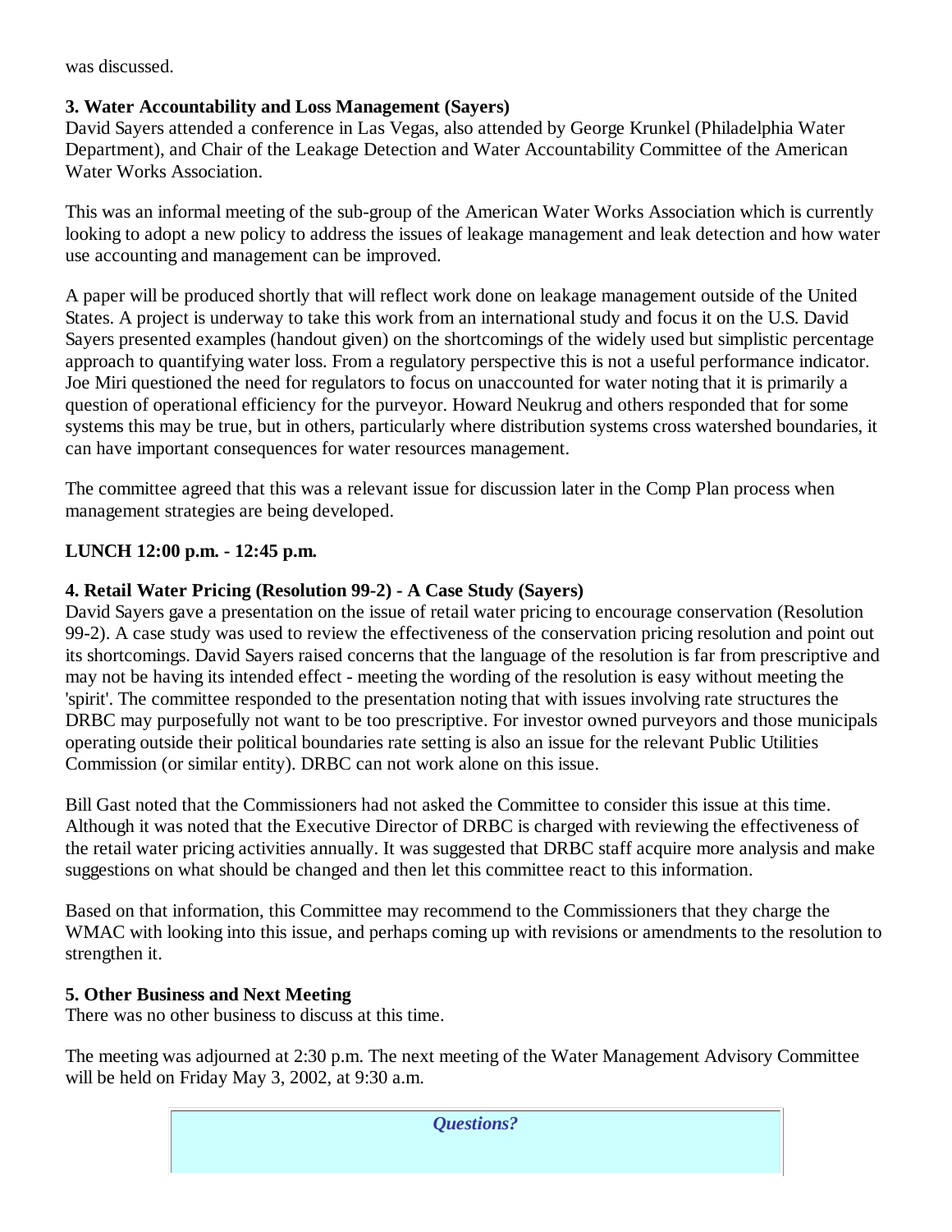was discussed.

**3. Water Accountability and Loss Management (Sayers)**
David Sayers attended a conference in Las Vegas, also attended by George Krunkel (Philadelphia Water Department), and Chair of the Leakage Detection and Water Accountability Committee of the American Water Works Association.

This was an informal meeting of the sub-group of the American Water Works Association which is currently looking to adopt a new policy to address the issues of leakage management and leak detection and how water use accounting and management can be improved.

A paper will be produced shortly that will reflect work done on leakage management outside of the United States. A project is underway to take this work from an international study and focus it on the U.S. David Sayers presented examples (handout given) on the shortcomings of the widely used but simplistic percentage approach to quantifying water loss. From a regulatory perspective this is not a useful performance indicator. Joe Miri questioned the need for regulators to focus on unaccounted for water noting that it is primarily a question of operational efficiency for the purveyor. Howard Neukrug and others responded that for some systems this may be true, but in others, particularly where distribution systems cross watershed boundaries, it can have important consequences for water resources management.

The committee agreed that this was a relevant issue for discussion later in the Comp Plan process when management strategies are being developed.

**LUNCH 12:00 p.m. - 12:45 p.m.**

**4. Retail Water Pricing (Resolution 99-2) - A Case Study (Sayers)**
David Sayers gave a presentation on the issue of retail water pricing to encourage conservation (Resolution 99-2). A case study was used to review the effectiveness of the conservation pricing resolution and point out its shortcomings. David Sayers raised concerns that the language of the resolution is far from prescriptive and may not be having its intended effect - meeting the wording of the resolution is easy without meeting the 'spirit'. The committee responded to the presentation noting that with issues involving rate structures the DRBC may purposefully not want to be too prescriptive. For investor owned purveyors and those municipals operating outside their political boundaries rate setting is also an issue for the relevant Public Utilities Commission (or similar entity). DRBC can not work alone on this issue.

Bill Gast noted that the Commissioners had not asked the Committee to consider this issue at this time. Although it was noted that the Executive Director of DRBC is charged with reviewing the effectiveness of the retail water pricing activities annually. It was suggested that DRBC staff acquire more analysis and make suggestions on what should be changed and then let this committee react to this information.

Based on that information, this Committee may recommend to the Commissioners that they charge the WMAC with looking into this issue, and perhaps coming up with revisions or amendments to the resolution to strengthen it.

**5. Other Business and Next Meeting**
There was no other business to discuss at this time.

The meeting was adjourned at 2:30 p.m. The next meeting of the Water Management Advisory Committee will be held on Friday May 3, 2002, at 9:30 a.m.

***Questions?***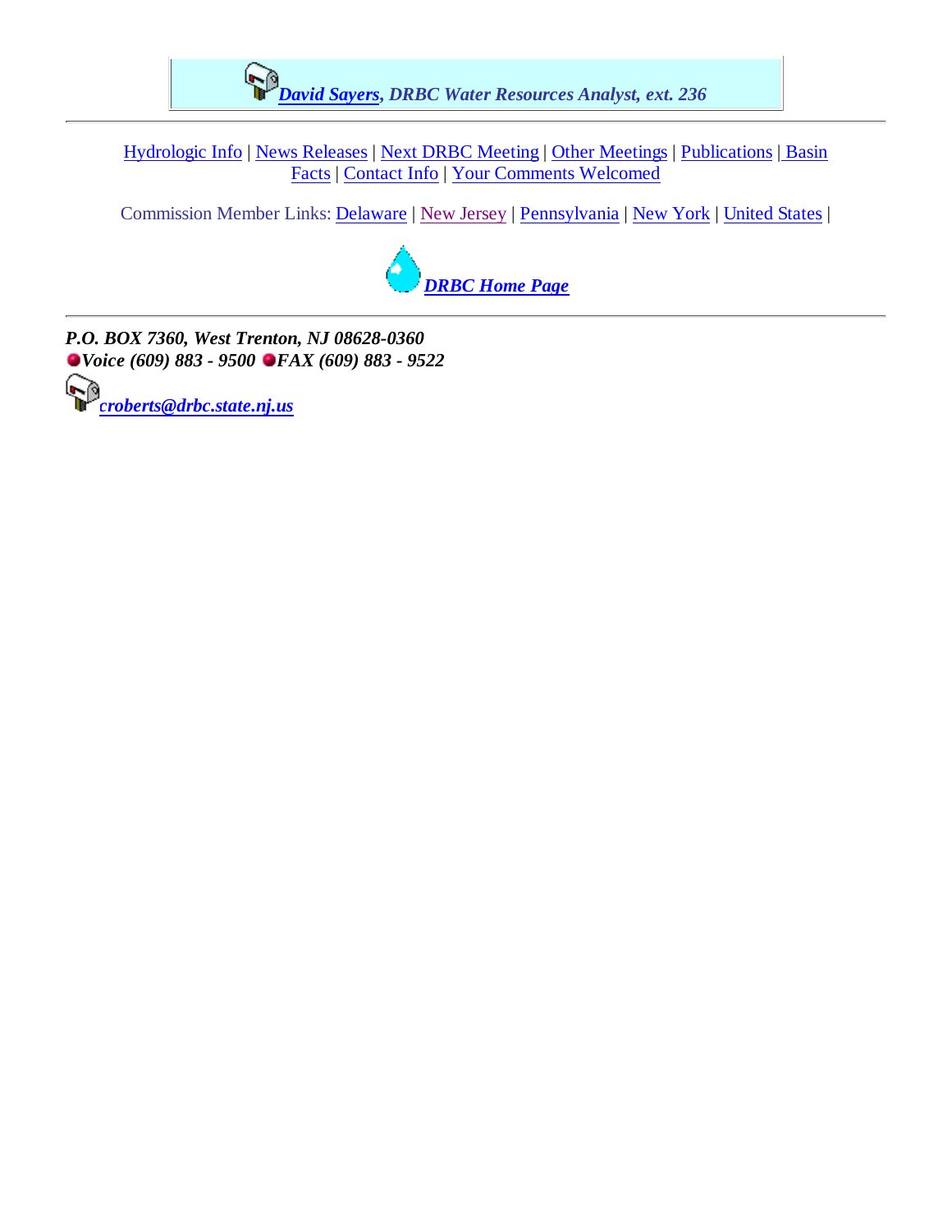*[David Sayers](#), DRBC Water Resources Analyst, ext. 236*

---

[Hydrologic Info](#) | [News Releases](#) | [Next DRBC Meeting](#) | [Other Meetings](#) | [Publications](#) | [Basin Facts](#) | [Contact Info](#) | [Your Comments Welcomed](#)

Commission Member Links: [Delaware](#) | [New Jersey](#) | [Pennsylvania](#) | [New York](#) | [United States](#) |

***[DRBC Home Page](#)***

---

***P.O. BOX 7360, West Trenton, NJ 08628-0360***
***Voice (609) 883 - 9500 FAX (609) 883 - 9522***
***[croberts@drbc.state.nj.us](#)***